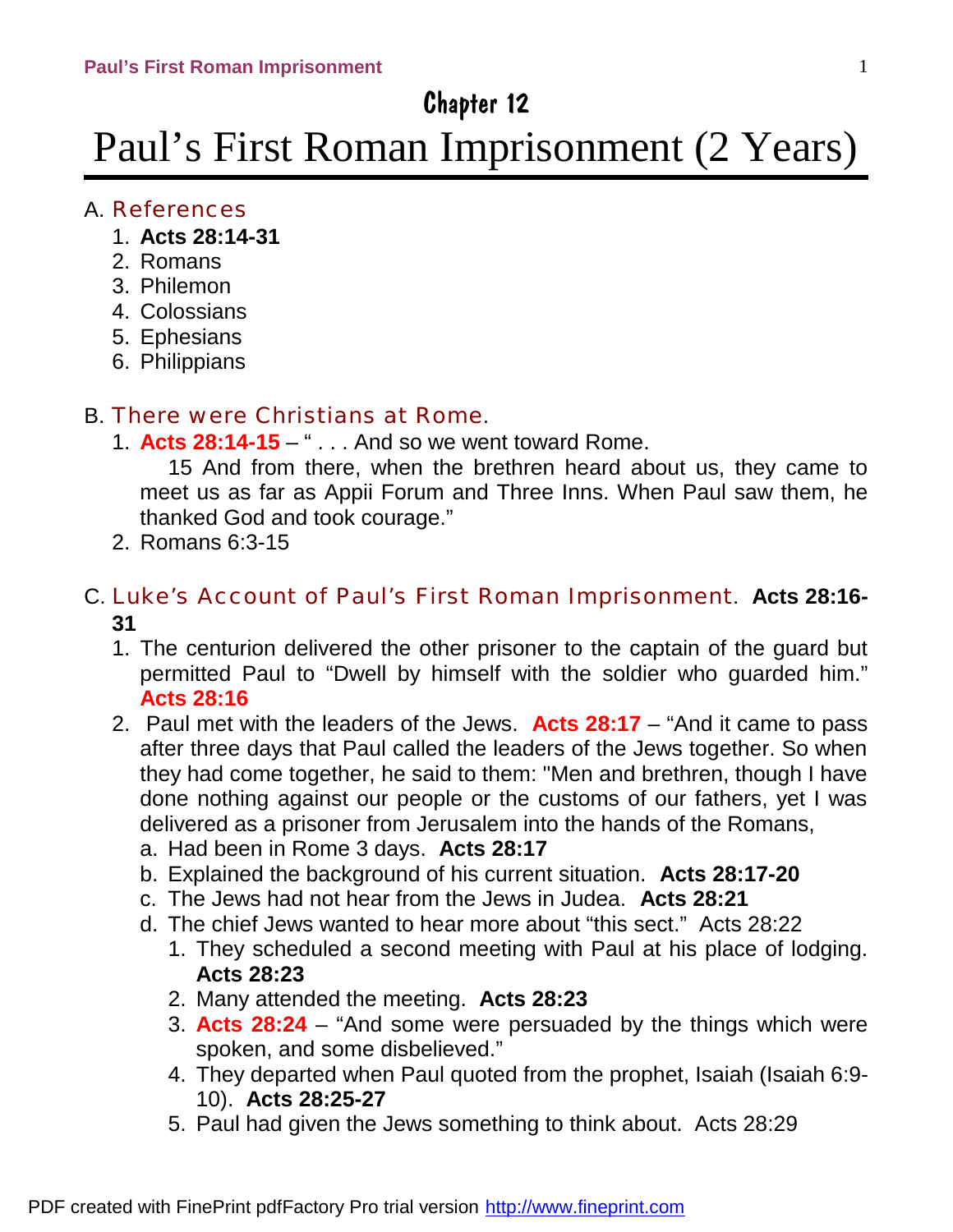Chapter 12

# Paul's First Roman Imprisonment (2 Years)

## A. References

1. **Acts 28:14-31**
2. Romans
3. Philemon
4. Colossians
5. Ephesians
6. Philippians

## B. There were Christians at Rome.

1. **Acts 28:14-15** – " . . . And so we went toward Rome.
   15 And from there, when the brethren heard about us, they came to meet us as far as Appii Forum and Three Inns. When Paul saw them, he thanked God and took courage."
2. Romans 6:3-15

## C. Luke's Account of Paul's First Roman Imprisonment. **Acts 28:16-31**

1. The centurion delivered the other prisoner to the captain of the guard but permitted Paul to "Dwell by himself with the soldier who guarded him." **Acts 28:16**
2. Paul met with the leaders of the Jews. **Acts 28:17** – "And it came to pass after three days that Paul called the leaders of the Jews together. So when they had come together, he said to them: "Men and brethren, though I have done nothing against our people or the customs of our fathers, yet I was delivered as a prisoner from Jerusalem into the hands of the Romans,
   a. Had been in Rome 3 days. **Acts 28:17**
   b. Explained the background of his current situation. **Acts 28:17-20**
   c. The Jews had not hear from the Jews in Judea. **Acts 28:21**
   d. The chief Jews wanted to hear more about "this sect." Acts 28:22
      1. They scheduled a second meeting with Paul at his place of lodging. **Acts 28:23**
      2. Many attended the meeting. **Acts 28:23**
      3. **Acts 28:24** – "And some were persuaded by the things which were spoken, and some disbelieved."
      4. They departed when Paul quoted from the prophet, Isaiah (Isaiah 6:9-10). **Acts 28:25-27**
      5. Paul had given the Jews something to think about. Acts 28:29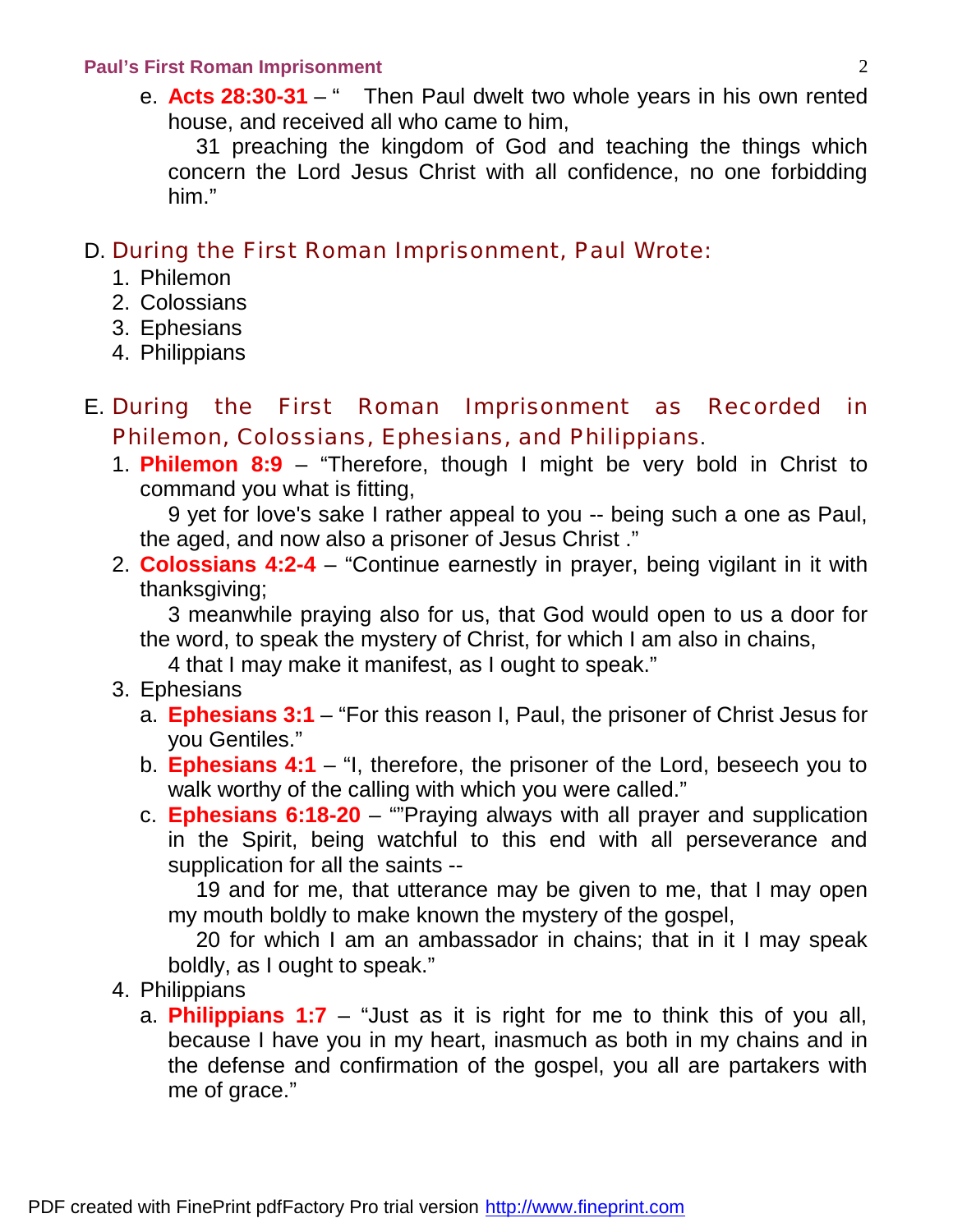e. **Acts 28:30-31** – "  Then Paul dwelt two whole years in his own rented house, and received all who came to him,

31 preaching the kingdom of God and teaching the things which concern the Lord Jesus Christ with all confidence, no one forbidding him."

## D. During the First Roman Imprisonment, Paul Wrote:

1. Philemon
2. Colossians
3. Ephesians
4. Philippians

## E. During the First Roman Imprisonment as Recorded in Philemon, Colossians, Ephesians, and Philippians.

1. **Philemon 8:9** – "Therefore, though I might be very bold in Christ to command you what is fitting,

   9 yet for love's sake I rather appeal to you -- being such a one as Paul, the aged, and now also a prisoner of Jesus Christ ."
2. **Colossians 4:2-4** – "Continue earnestly in prayer, being vigilant in it with thanksgiving;

   3 meanwhile praying also for us, that God would open to us a door for the word, to speak the mystery of Christ, for which I am also in chains,

   4 that I may make it manifest, as I ought to speak."
3. Ephesians
   a. **Ephesians 3:1** – "For this reason I, Paul, the prisoner of Christ Jesus for you Gentiles."
   b. **Ephesians 4:1** – "I, therefore, the prisoner of the Lord, beseech you to walk worthy of the calling with which you were called."
   c. **Ephesians 6:18-20** – ""Praying always with all prayer and supplication in the Spirit, being watchful to this end with all perseverance and supplication for all the saints --

      19 and for me, that utterance may be given to me, that I may open my mouth boldly to make known the mystery of the gospel,

      20 for which I am an ambassador in chains; that in it I may speak boldly, as I ought to speak."
4. Philippians
   a. **Philippians 1:7** – "Just as it is right for me to think this of you all, because I have you in my heart, inasmuch as both in my chains and in the defense and confirmation of the gospel, you all are partakers with me of grace."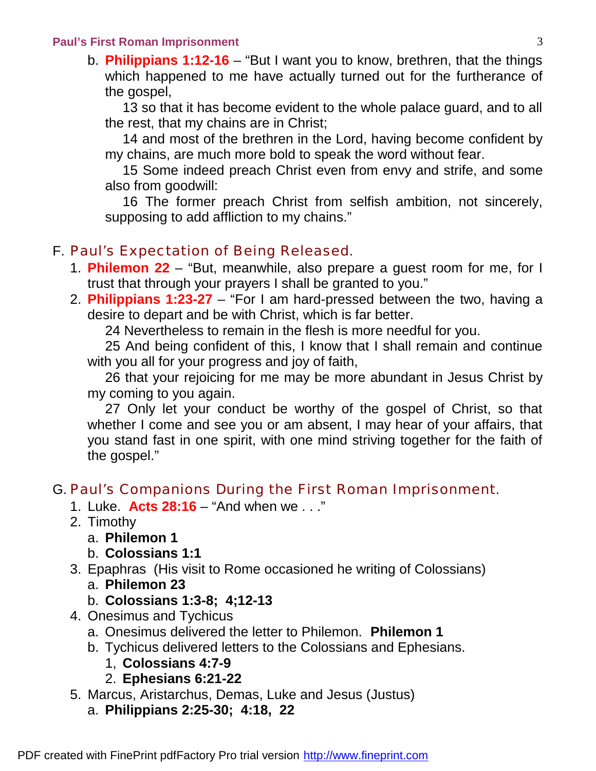b. **Philippians 1:12-16** – "But I want you to know, brethren, that the things which happened to me have actually turned out for the furtherance of the gospel,

13 so that it has become evident to the whole palace guard, and to all the rest, that my chains are in Christ;

14 and most of the brethren in the Lord, having become confident by my chains, are much more bold to speak the word without fear.

15 Some indeed preach Christ even from envy and strife, and some also from goodwill:

16 The former preach Christ from selfish ambition, not sincerely, supposing to add affliction to my chains."

## F. Paul's Expectation of Being Released.

1. **Philemon 22** – "But, meanwhile, also prepare a guest room for me, for I trust that through your prayers I shall be granted to you."
2. **Philippians 1:23-27** – "For I am hard-pressed between the two, having a desire to depart and be with Christ, which is far better.

   24 Nevertheless to remain in the flesh is more needful for you.

   25 And being confident of this, I know that I shall remain and continue with you all for your progress and joy of faith,

   26 that your rejoicing for me may be more abundant in Jesus Christ by my coming to you again.

   27 Only let your conduct be worthy of the gospel of Christ, so that whether I come and see you or am absent, I may hear of your affairs, that you stand fast in one spirit, with one mind striving together for the faith of the gospel."

## G. Paul's Companions During the First Roman Imprisonment.

1. Luke. **Acts 28:16** – "And when we . . ."
2. Timothy
   a. **Philemon 1**
   b. **Colossians 1:1**
3. Epaphras (His visit to Rome occasioned he writing of Colossians)
   a. **Philemon 23**
   b. **Colossians 1:3-8; 4;12-13**
4. Onesimus and Tychicus
   a. Onesimus delivered the letter to Philemon. **Philemon 1**
   b. Tychicus delivered letters to the Colossians and Ephesians.
      1, **Colossians 4:7-9**
      2. **Ephesians 6:21-22**
5. Marcus, Aristarchus, Demas, Luke and Jesus (Justus)
   a. **Philippians 2:25-30; 4:18, 22**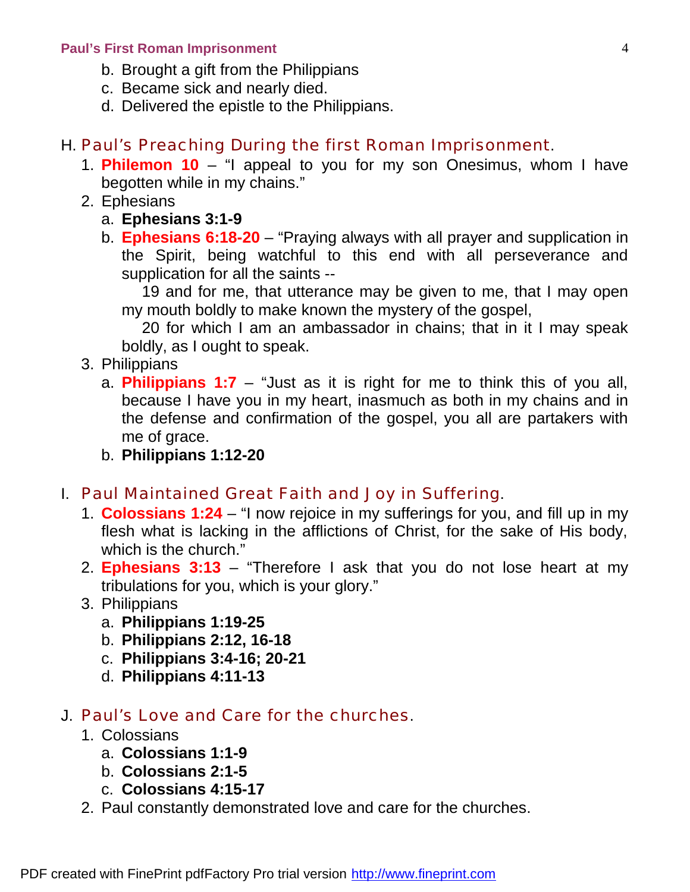b. Brought a gift from the Philippians
c. Became sick and nearly died.
d. Delivered the epistle to the Philippians.

## H. Paul's Preaching During the first Roman Imprisonment.

1. **Philemon 10** – "I appeal to you for my son Onesimus, whom I have begotten while in my chains."
2. Ephesians
   a. **Ephesians 3:1-9**
   b. **Ephesians 6:18-20** – "Praying always with all prayer and supplication in the Spirit, being watchful to this end with all perseverance and supplication for all the saints --
      19 and for me, that utterance may be given to me, that I may open my mouth boldly to make known the mystery of the gospel,
      20 for which I am an ambassador in chains; that in it I may speak boldly, as I ought to speak.
3. Philippians
   a. **Philippians 1:7** – "Just as it is right for me to think this of you all, because I have you in my heart, inasmuch as both in my chains and in the defense and confirmation of the gospel, you all are partakers with me of grace.
   b. **Philippians 1:12-20**

## I. Paul Maintained Great Faith and Joy in Suffering.

1. **Colossians 1:24** – "I now rejoice in my sufferings for you, and fill up in my flesh what is lacking in the afflictions of Christ, for the sake of His body, which is the church."
2. **Ephesians 3:13** – "Therefore I ask that you do not lose heart at my tribulations for you, which is your glory."
3. Philippians
   a. **Philippians 1:19-25**
   b. **Philippians 2:12, 16-18**
   c. **Philippians 3:4-16; 20-21**
   d. **Philippians 4:11-13**

## J. Paul's Love and Care for the churches.

1. Colossians
   a. **Colossians 1:1-9**
   b. **Colossians 2:1-5**
   c. **Colossians 4:15-17**
2. Paul constantly demonstrated love and care for the churches.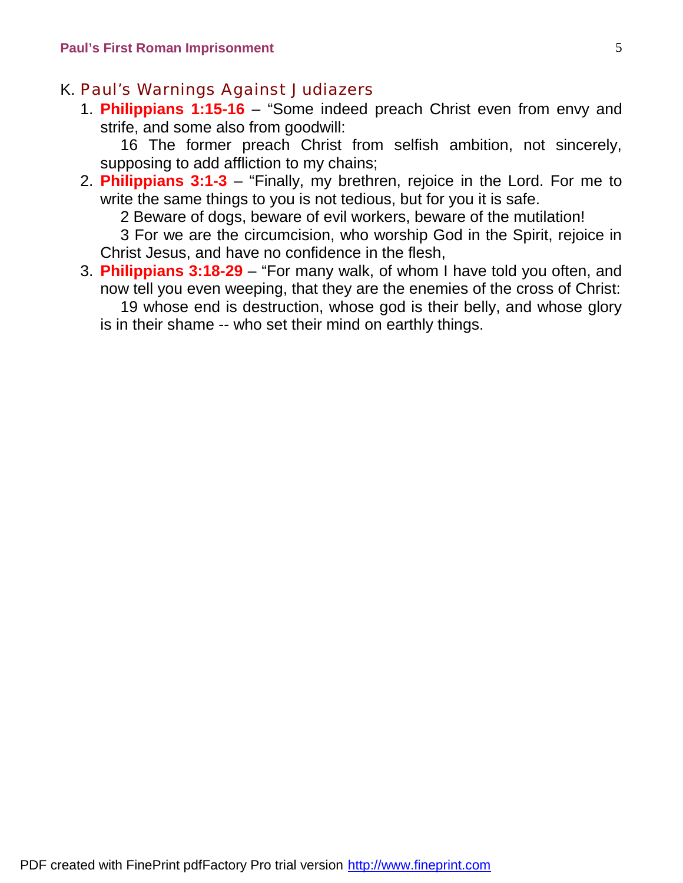## K. Paul's Warnings Against Judiazers

1. **Philippians 1:15-16** – "Some indeed preach Christ even from envy and strife, and some also from goodwill:
   16 The former preach Christ from selfish ambition, not sincerely, supposing to add affliction to my chains;
2. **Philippians 3:1-3** – "Finally, my brethren, rejoice in the Lord. For me to write the same things to you is not tedious, but for you it is safe.
   2 Beware of dogs, beware of evil workers, beware of the mutilation!
   3 For we are the circumcision, who worship God in the Spirit, rejoice in Christ Jesus, and have no confidence in the flesh,
3. **Philippians 3:18-29** – "For many walk, of whom I have told you often, and now tell you even weeping, that they are the enemies of the cross of Christ:
   19 whose end is destruction, whose god is their belly, and whose glory is in their shame -- who set their mind on earthly things.

PDF created with FinePrint pdfFactory Pro trial version http://www.fineprint.com